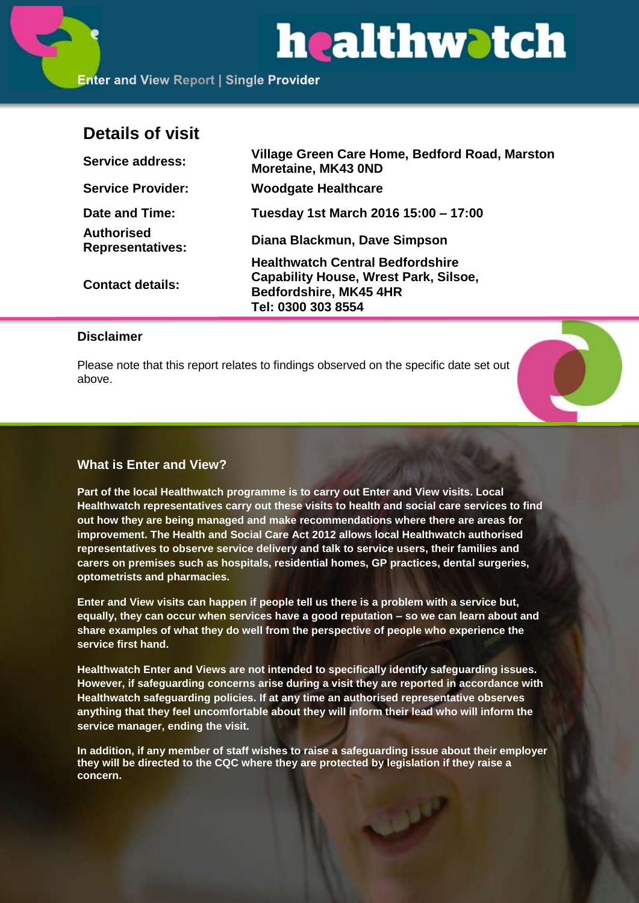**Enter and View Report | Single Provider**

## Details of visit

| | |
|---|---|
| **Service address:** | **Village Green Care Home, Bedford Road, Marston Moretaine, MK43 0ND** |
| **Service Provider:** | **Woodgate Healthcare** |
| **Date and Time:** | **Tuesday 1st March 2016 15:00 – 17:00** |
| **Authorised Representatives:** | **Diana Blackmun, Dave Simpson** |
| **Contact details:** | **Healthwatch Central Bedfordshire Capability House, Wrest Park, Silsoe, Bedfordshire, MK45 4HR Tel: 0300 303 8554** |

### Disclaimer

Please note that this report relates to findings observed on the specific date set out above.

### What is Enter and View?

**Part of the local Healthwatch programme is to carry out Enter and View visits. Local Healthwatch representatives carry out these visits to health and social care services to find out how they are being managed and make recommendations where there are areas for improvement. The Health and Social Care Act 2012 allows local Healthwatch authorised representatives to observe service delivery and talk to service users, their families and carers on premises such as hospitals, residential homes, GP practices, dental surgeries, optometrists and pharmacies.**

**Enter and View visits can happen if people tell us there is a problem with a service but, equally, they can occur when services have a good reputation – so we can learn about and share examples of what they do well from the perspective of people who experience the service first hand.**

**Healthwatch Enter and Views are not intended to specifically identify safeguarding issues. However, if safeguarding concerns arise during a visit they are reported in accordance with Healthwatch safeguarding policies. If at any time an authorised representative observes anything that they feel uncomfortable about they will inform their lead who will inform the service manager, ending the visit.**

**In addition, if any member of staff wishes to raise a safeguarding issue about their employer they will be directed to the CQC where they are protected by legislation if they raise a concern.**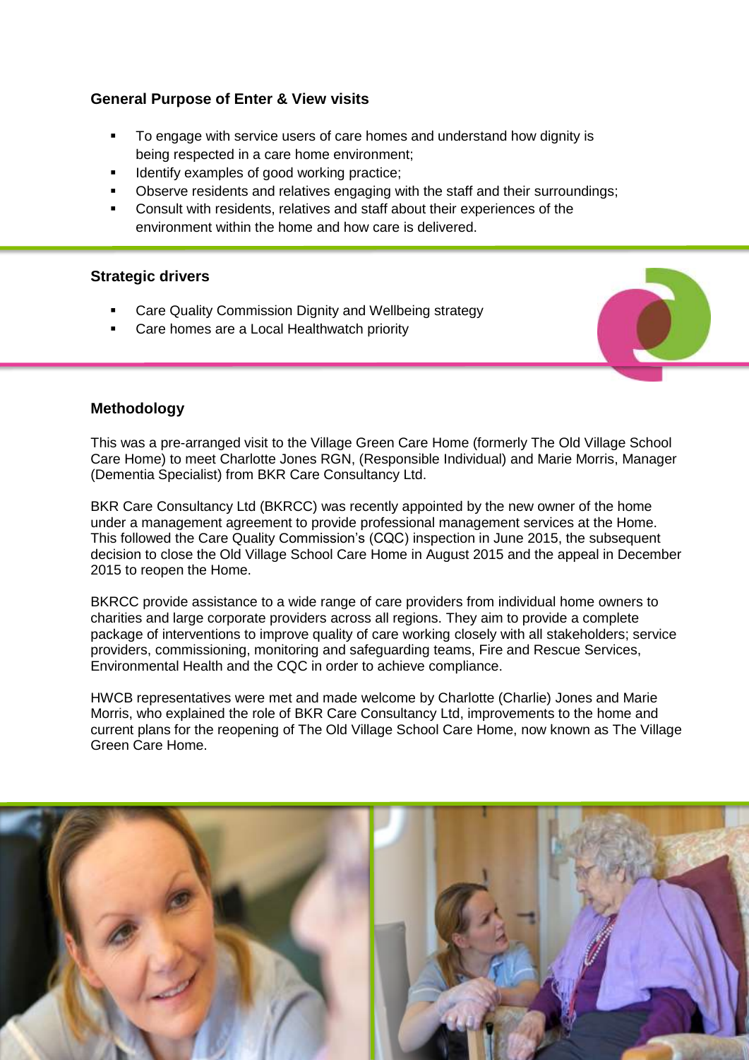## General Purpose of Enter & View visits

- To engage with service users of care homes and understand how dignity is being respected in a care home environment;
- Identify examples of good working practice;
- Observe residents and relatives engaging with the staff and their surroundings;
- Consult with residents, relatives and staff about their experiences of the environment within the home and how care is delivered.

## Strategic drivers

- Care Quality Commission Dignity and Wellbeing strategy
- Care homes are a Local Healthwatch priority

## Methodology

This was a pre-arranged visit to the Village Green Care Home (formerly The Old Village School Care Home) to meet Charlotte Jones RGN, (Responsible Individual) and Marie Morris, Manager (Dementia Specialist) from BKR Care Consultancy Ltd.

BKR Care Consultancy Ltd (BKRCC) was recently appointed by the new owner of the home under a management agreement to provide professional management services at the Home. This followed the Care Quality Commission's (CQC) inspection in June 2015, the subsequent decision to close the Old Village School Care Home in August 2015 and the appeal in December 2015 to reopen the Home.

BKRCC provide assistance to a wide range of care providers from individual home owners to charities and large corporate providers across all regions. They aim to provide a complete package of interventions to improve quality of care working closely with all stakeholders; service providers, commissioning, monitoring and safeguarding teams, Fire and Rescue Services, Environmental Health and the CQC in order to achieve compliance.

HWCB representatives were met and made welcome by Charlotte (Charlie) Jones and Marie Morris, who explained the role of BKR Care Consultancy Ltd, improvements to the home and current plans for the reopening of The Old Village School Care Home, now known as The Village Green Care Home.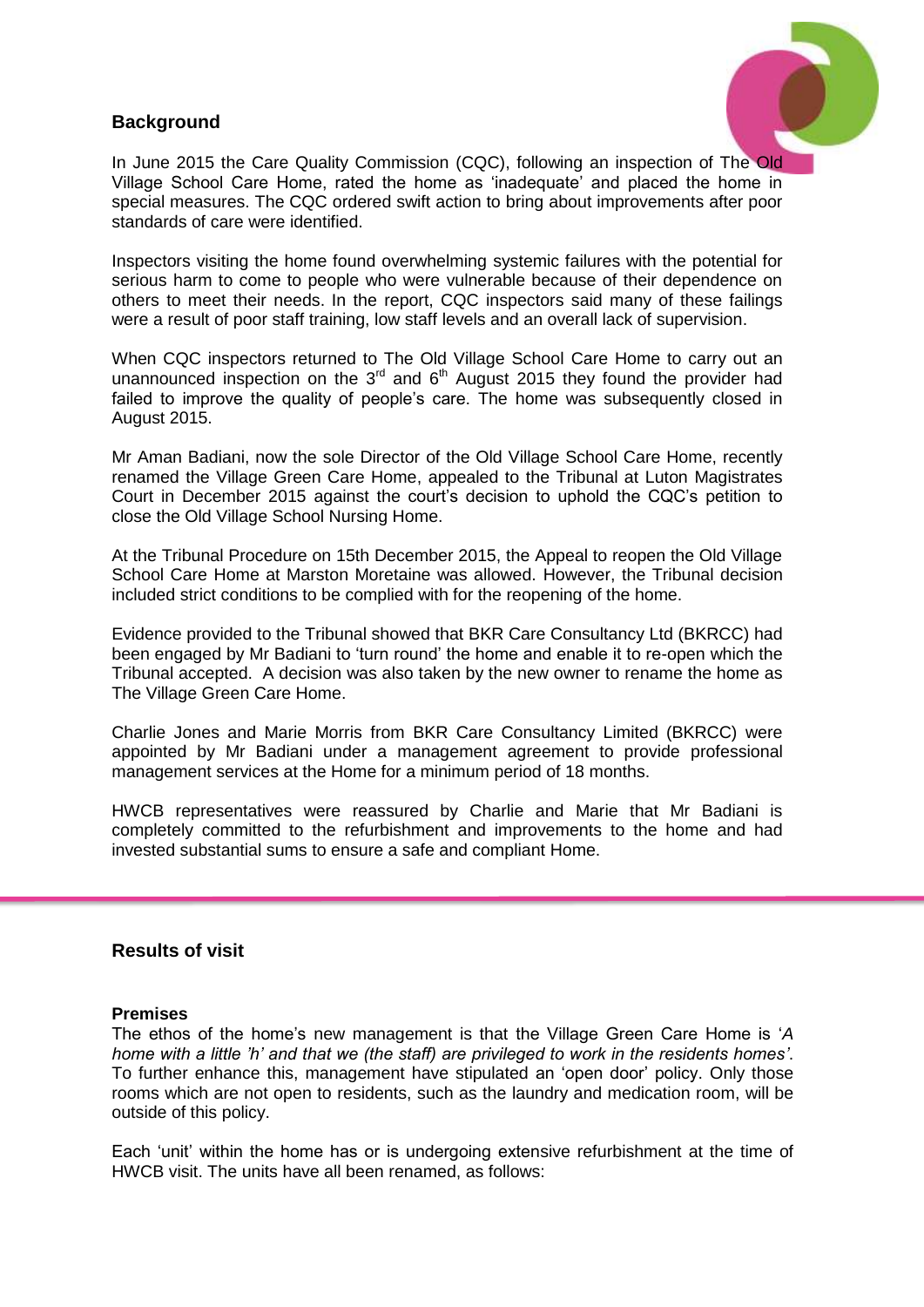## Background

In June 2015 the Care Quality Commission (CQC), following an inspection of The Old Village School Care Home, rated the home as 'inadequate' and placed the home in special measures. The CQC ordered swift action to bring about improvements after poor standards of care were identified.

Inspectors visiting the home found overwhelming systemic failures with the potential for serious harm to come to people who were vulnerable because of their dependence on others to meet their needs. In the report, CQC inspectors said many of these failings were a result of poor staff training, low staff levels and an overall lack of supervision.

When CQC inspectors returned to The Old Village School Care Home to carry out an unannounced inspection on the 3rd and 6th August 2015 they found the provider had failed to improve the quality of people's care. The home was subsequently closed in August 2015.

Mr Aman Badiani, now the sole Director of the Old Village School Care Home, recently renamed the Village Green Care Home, appealed to the Tribunal at Luton Magistrates Court in December 2015 against the court's decision to uphold the CQC's petition to close the Old Village School Nursing Home.

At the Tribunal Procedure on 15th December 2015, the Appeal to reopen the Old Village School Care Home at Marston Moretaine was allowed. However, the Tribunal decision included strict conditions to be complied with for the reopening of the home.

Evidence provided to the Tribunal showed that BKR Care Consultancy Ltd (BKRCC) had been engaged by Mr Badiani to 'turn round' the home and enable it to re-open which the Tribunal accepted. A decision was also taken by the new owner to rename the home as The Village Green Care Home.

Charlie Jones and Marie Morris from BKR Care Consultancy Limited (BKRCC) were appointed by Mr Badiani under a management agreement to provide professional management services at the Home for a minimum period of 18 months.

HWCB representatives were reassured by Charlie and Marie that Mr Badiani is completely committed to the refurbishment and improvements to the home and had invested substantial sums to ensure a safe and compliant Home.

## Results of visit

### Premises

The ethos of the home's new management is that the Village Green Care Home is '*A home with a little 'h' and that we (the staff) are privileged to work in the residents homes'*. To further enhance this, management have stipulated an 'open door' policy. Only those rooms which are not open to residents, such as the laundry and medication room, will be outside of this policy.

Each 'unit' within the home has or is undergoing extensive refurbishment at the time of HWCB visit. The units have all been renamed, as follows: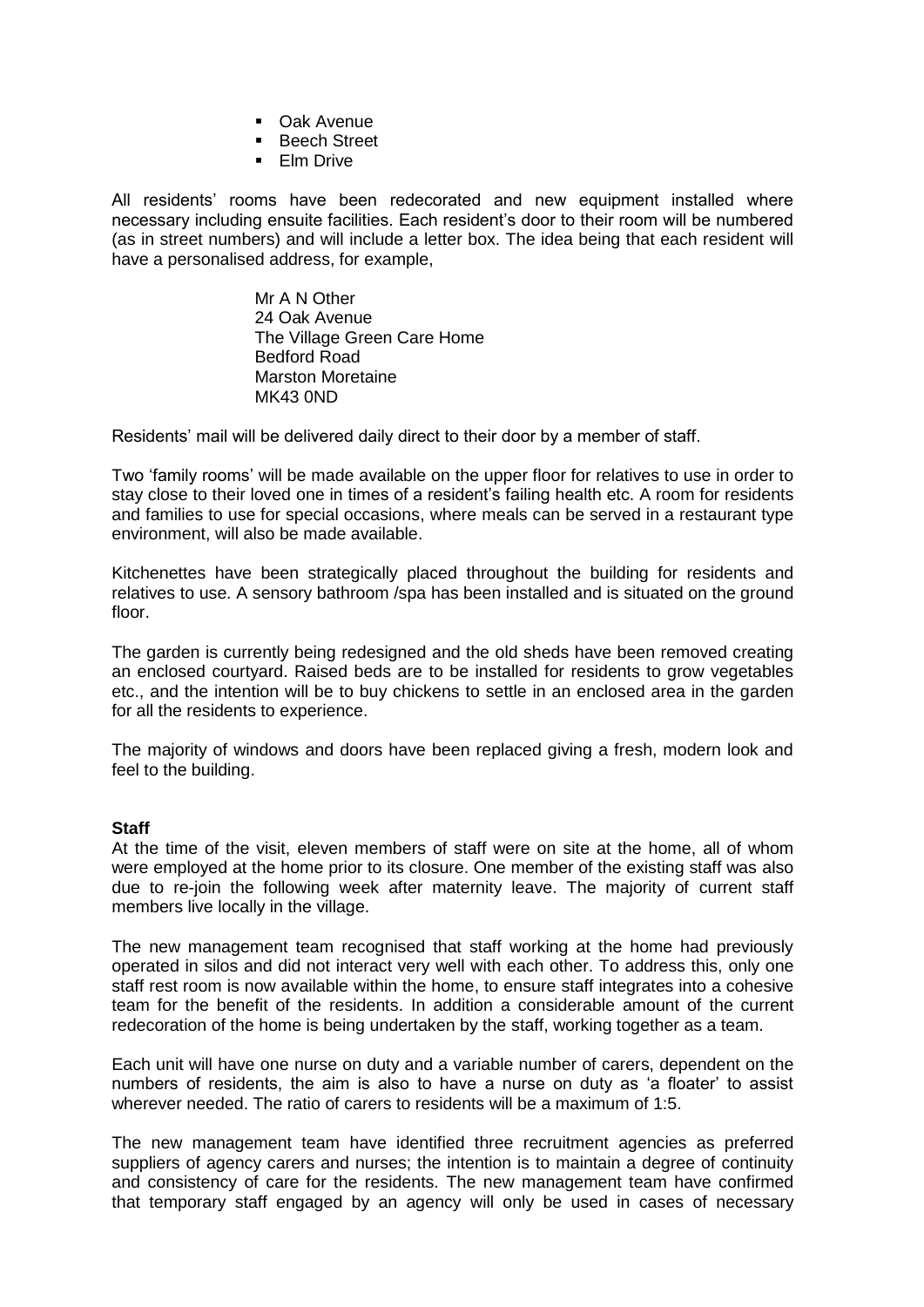- Oak Avenue
- Beech Street
- Elm Drive

All residents' rooms have been redecorated and new equipment installed where necessary including ensuite facilities. Each resident's door to their room will be numbered (as in street numbers) and will include a letter box. The idea being that each resident will have a personalised address, for example,

> Mr A N Other
> 24 Oak Avenue
> The Village Green Care Home
> Bedford Road
> Marston Moretaine
> MK43 0ND

Residents' mail will be delivered daily direct to their door by a member of staff.

Two 'family rooms' will be made available on the upper floor for relatives to use in order to stay close to their loved one in times of a resident's failing health etc. A room for residents and families to use for special occasions, where meals can be served in a restaurant type environment, will also be made available.

Kitchenettes have been strategically placed throughout the building for residents and relatives to use. A sensory bathroom /spa has been installed and is situated on the ground floor.

The garden is currently being redesigned and the old sheds have been removed creating an enclosed courtyard. Raised beds are to be installed for residents to grow vegetables etc., and the intention will be to buy chickens to settle in an enclosed area in the garden for all the residents to experience.

The majority of windows and doors have been replaced giving a fresh, modern look and feel to the building.

**Staff**

At the time of the visit, eleven members of staff were on site at the home, all of whom were employed at the home prior to its closure. One member of the existing staff was also due to re-join the following week after maternity leave. The majority of current staff members live locally in the village.

The new management team recognised that staff working at the home had previously operated in silos and did not interact very well with each other. To address this, only one staff rest room is now available within the home, to ensure staff integrates into a cohesive team for the benefit of the residents. In addition a considerable amount of the current redecoration of the home is being undertaken by the staff, working together as a team.

Each unit will have one nurse on duty and a variable number of carers, dependent on the numbers of residents, the aim is also to have a nurse on duty as 'a floater' to assist wherever needed. The ratio of carers to residents will be a maximum of 1:5.

The new management team have identified three recruitment agencies as preferred suppliers of agency carers and nurses; the intention is to maintain a degree of continuity and consistency of care for the residents. The new management team have confirmed that temporary staff engaged by an agency will only be used in cases of necessary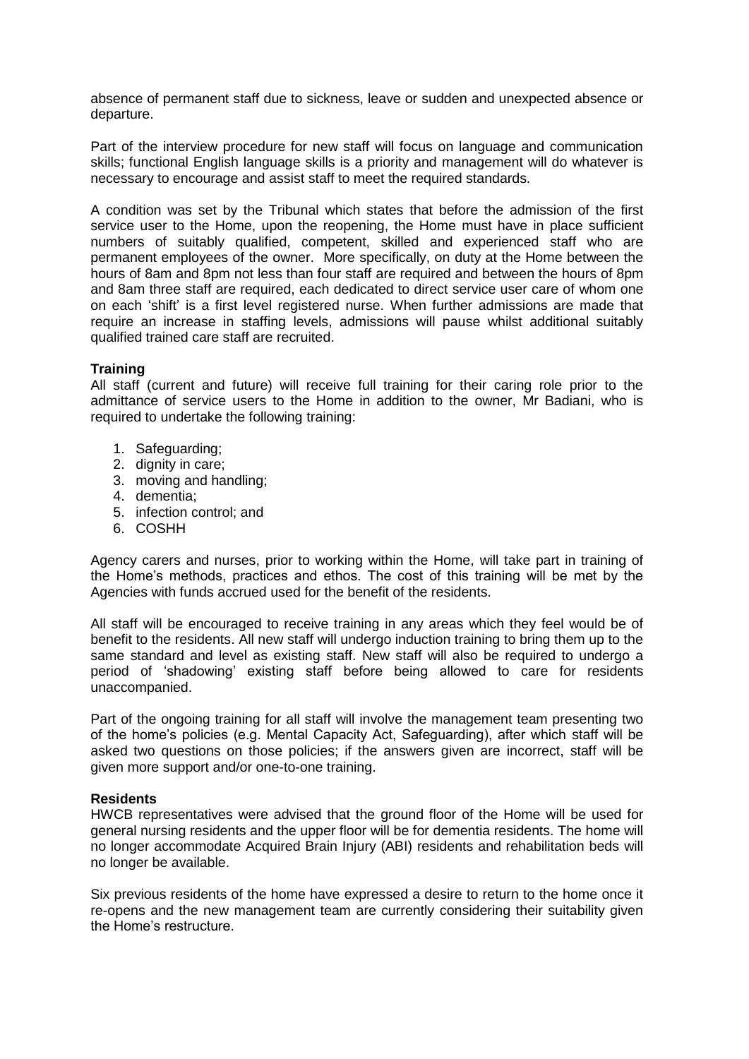absence of permanent staff due to sickness, leave or sudden and unexpected absence or departure.

Part of the interview procedure for new staff will focus on language and communication skills; functional English language skills is a priority and management will do whatever is necessary to encourage and assist staff to meet the required standards.

A condition was set by the Tribunal which states that before the admission of the first service user to the Home, upon the reopening, the Home must have in place sufficient numbers of suitably qualified, competent, skilled and experienced staff who are permanent employees of the owner. More specifically, on duty at the Home between the hours of 8am and 8pm not less than four staff are required and between the hours of 8pm and 8am three staff are required, each dedicated to direct service user care of whom one on each 'shift' is a first level registered nurse. When further admissions are made that require an increase in staffing levels, admissions will pause whilst additional suitably qualified trained care staff are recruited.

**Training**
All staff (current and future) will receive full training for their caring role prior to the admittance of service users to the Home in addition to the owner, Mr Badiani, who is required to undertake the following training:

1. Safeguarding;
2. dignity in care;
3. moving and handling;
4. dementia;
5. infection control; and
6. COSHH

Agency carers and nurses, prior to working within the Home, will take part in training of the Home's methods, practices and ethos. The cost of this training will be met by the Agencies with funds accrued used for the benefit of the residents.

All staff will be encouraged to receive training in any areas which they feel would be of benefit to the residents. All new staff will undergo induction training to bring them up to the same standard and level as existing staff. New staff will also be required to undergo a period of 'shadowing' existing staff before being allowed to care for residents unaccompanied.

Part of the ongoing training for all staff will involve the management team presenting two of the home's policies (e.g. Mental Capacity Act, Safeguarding), after which staff will be asked two questions on those policies; if the answers given are incorrect, staff will be given more support and/or one-to-one training.

**Residents**
HWCB representatives were advised that the ground floor of the Home will be used for general nursing residents and the upper floor will be for dementia residents. The home will no longer accommodate Acquired Brain Injury (ABI) residents and rehabilitation beds will no longer be available.

Six previous residents of the home have expressed a desire to return to the home once it re-opens and the new management team are currently considering their suitability given the Home's restructure.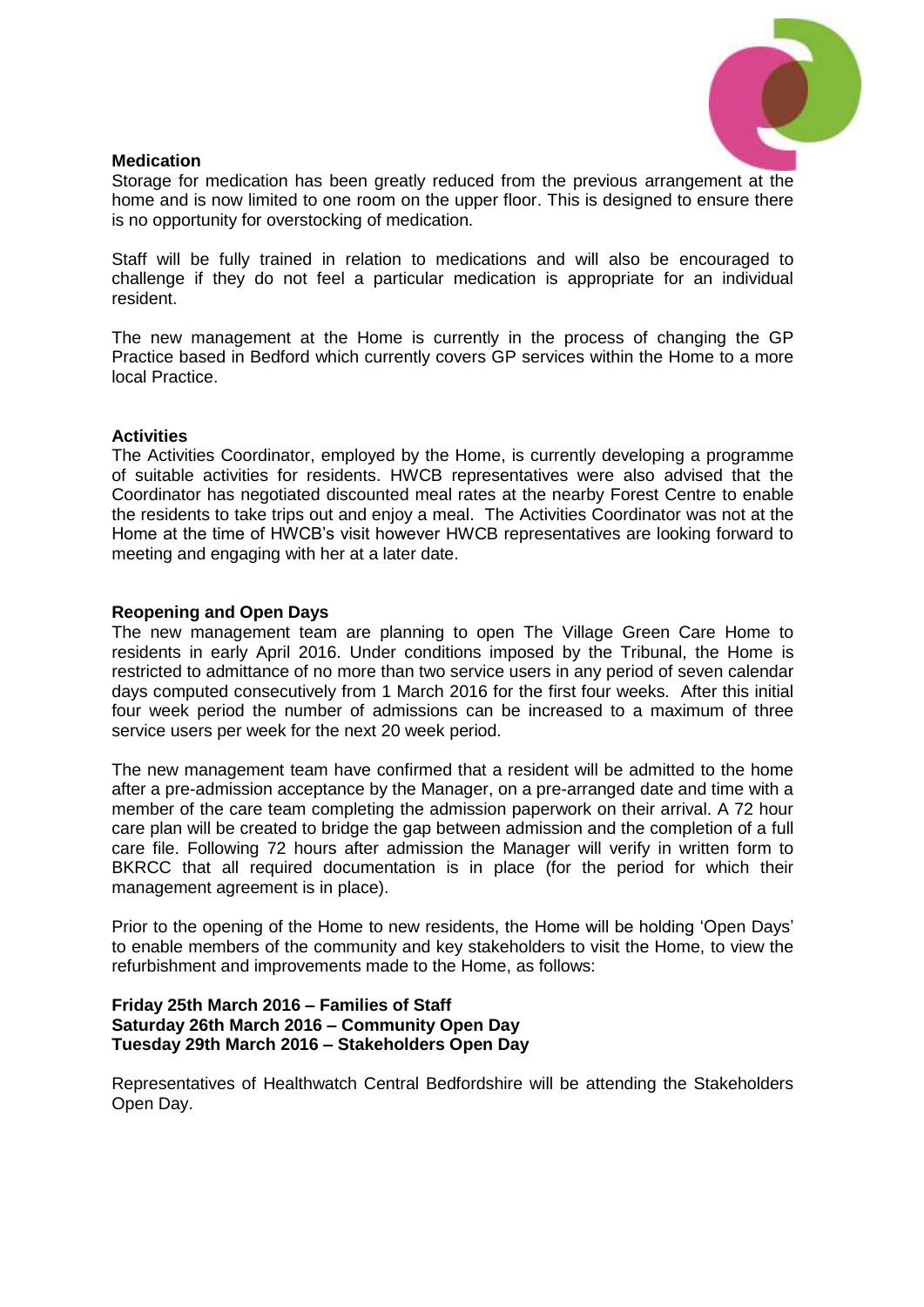**Medication**

Storage for medication has been greatly reduced from the previous arrangement at the home and is now limited to one room on the upper floor. This is designed to ensure there is no opportunity for overstocking of medication.

Staff will be fully trained in relation to medications and will also be encouraged to challenge if they do not feel a particular medication is appropriate for an individual resident.

The new management at the Home is currently in the process of changing the GP Practice based in Bedford which currently covers GP services within the Home to a more local Practice.

**Activities**

The Activities Coordinator, employed by the Home, is currently developing a programme of suitable activities for residents. HWCB representatives were also advised that the Coordinator has negotiated discounted meal rates at the nearby Forest Centre to enable the residents to take trips out and enjoy a meal. The Activities Coordinator was not at the Home at the time of HWCB's visit however HWCB representatives are looking forward to meeting and engaging with her at a later date.

**Reopening and Open Days**

The new management team are planning to open The Village Green Care Home to residents in early April 2016. Under conditions imposed by the Tribunal, the Home is restricted to admittance of no more than two service users in any period of seven calendar days computed consecutively from 1 March 2016 for the first four weeks. After this initial four week period the number of admissions can be increased to a maximum of three service users per week for the next 20 week period.

The new management team have confirmed that a resident will be admitted to the home after a pre-admission acceptance by the Manager, on a pre-arranged date and time with a member of the care team completing the admission paperwork on their arrival. A 72 hour care plan will be created to bridge the gap between admission and the completion of a full care file. Following 72 hours after admission the Manager will verify in written form to BKRCC that all required documentation is in place (for the period for which their management agreement is in place).

Prior to the opening of the Home to new residents, the Home will be holding 'Open Days' to enable members of the community and key stakeholders to visit the Home, to view the refurbishment and improvements made to the Home, as follows:

**Friday 25th March 2016 – Families of Staff**
**Saturday 26th March 2016 – Community Open Day**
**Tuesday 29th March 2016 – Stakeholders Open Day**

Representatives of Healthwatch Central Bedfordshire will be attending the Stakeholders Open Day.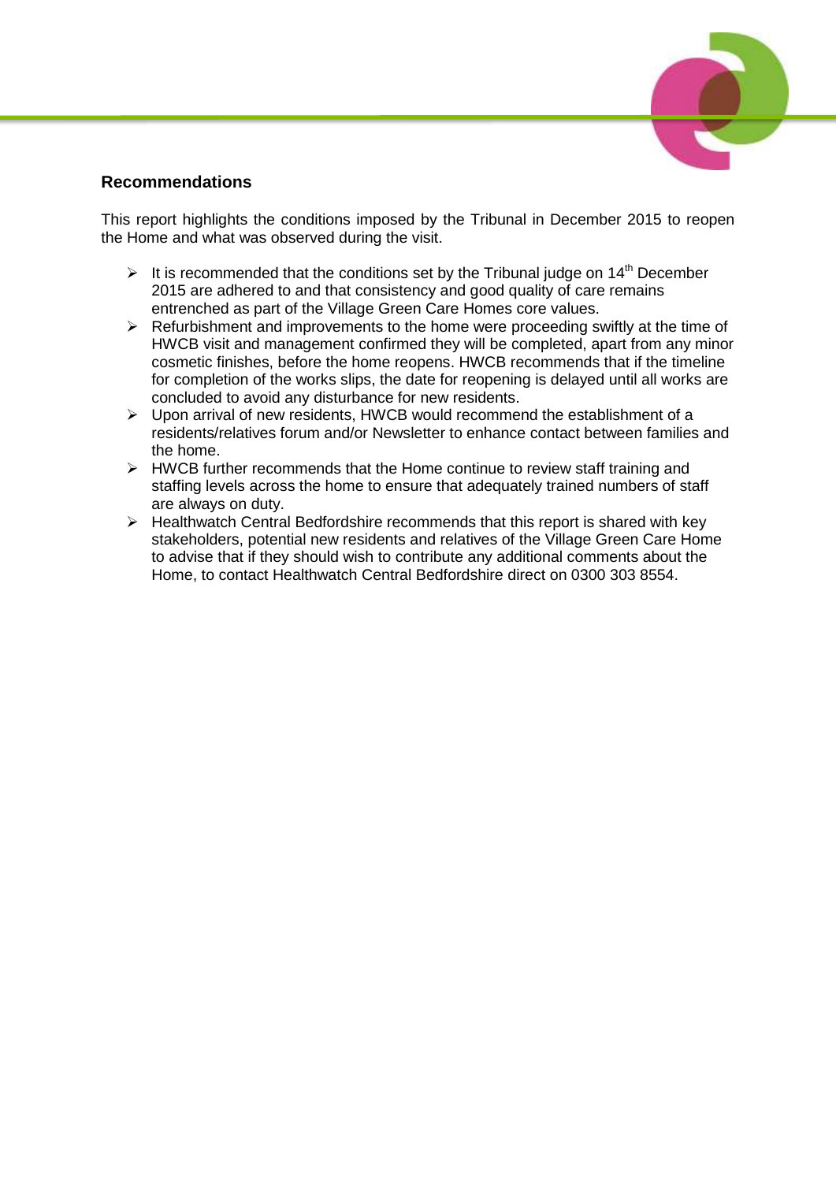## Recommendations

This report highlights the conditions imposed by the Tribunal in December 2015 to reopen the Home and what was observed during the visit.

- It is recommended that the conditions set by the Tribunal judge on 14th December 2015 are adhered to and that consistency and good quality of care remains entrenched as part of the Village Green Care Homes core values.
- Refurbishment and improvements to the home were proceeding swiftly at the time of HWCB visit and management confirmed they will be completed, apart from any minor cosmetic finishes, before the home reopens. HWCB recommends that if the timeline for completion of the works slips, the date for reopening is delayed until all works are concluded to avoid any disturbance for new residents.
- Upon arrival of new residents, HWCB would recommend the establishment of a residents/relatives forum and/or Newsletter to enhance contact between families and the home.
- HWCB further recommends that the Home continue to review staff training and staffing levels across the home to ensure that adequately trained numbers of staff are always on duty.
- Healthwatch Central Bedfordshire recommends that this report is shared with key stakeholders, potential new residents and relatives of the Village Green Care Home to advise that if they should wish to contribute any additional comments about the Home, to contact Healthwatch Central Bedfordshire direct on 0300 303 8554.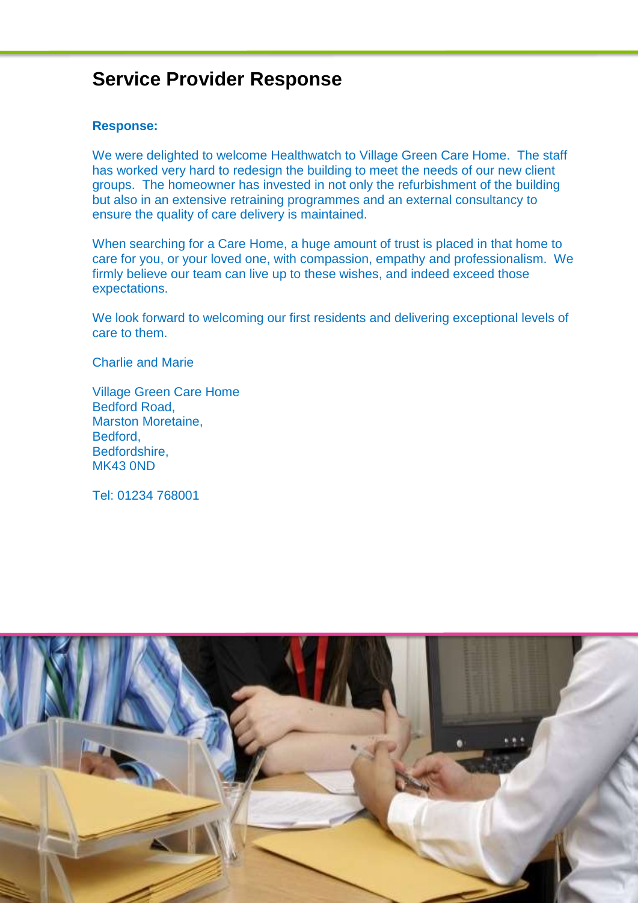# Service Provider Response

**Response:**

We were delighted to welcome Healthwatch to Village Green Care Home. The staff has worked very hard to redesign the building to meet the needs of our new client groups. The homeowner has invested in not only the refurbishment of the building but also in an extensive retraining programmes and an external consultancy to ensure the quality of care delivery is maintained.

When searching for a Care Home, a huge amount of trust is placed in that home to care for you, or your loved one, with compassion, empathy and professionalism. We firmly believe our team can live up to these wishes, and indeed exceed those expectations.

We look forward to welcoming our first residents and delivering exceptional levels of care to them.

Charlie and Marie

Village Green Care Home
Bedford Road,
Marston Moretaine,
Bedford,
Bedfordshire,
MK43 0ND

Tel: 01234 768001